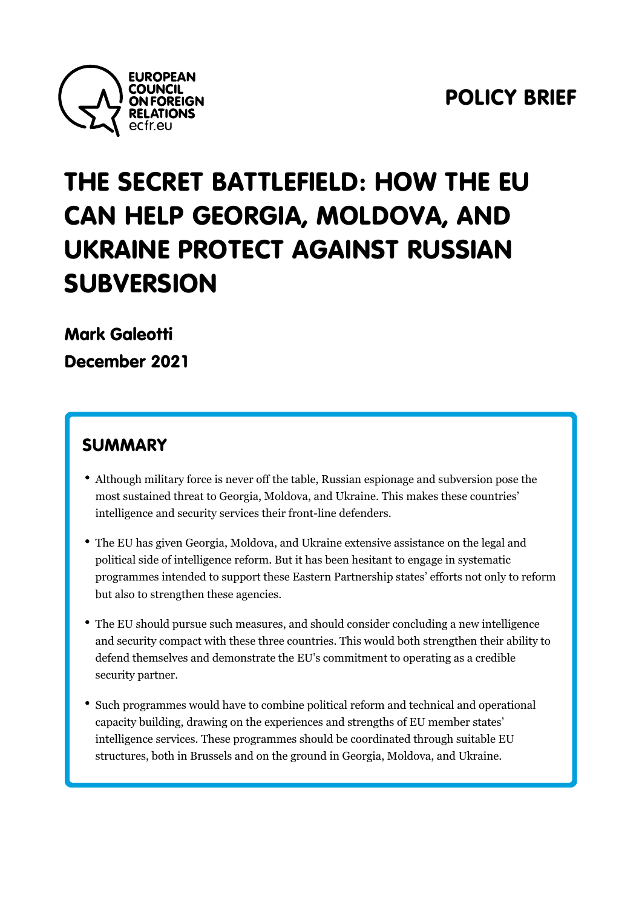EUROPEAN COUNCIL ON FOREIGN RELATIONS
ecfr.eu

**POLICY BRIEF**

# THE SECRET BATTLEFIELD: HOW THE EU CAN HELP GEORGIA, MOLDOVA, AND UKRAINE PROTECT AGAINST RUSSIAN SUBVERSION

**Mark Galeotti**

**December 2021**

## SUMMARY

- Although military force is never off the table, Russian espionage and subversion pose the most sustained threat to Georgia, Moldova, and Ukraine. This makes these countries' intelligence and security services their front-line defenders.
- The EU has given Georgia, Moldova, and Ukraine extensive assistance on the legal and political side of intelligence reform. But it has been hesitant to engage in systematic programmes intended to support these Eastern Partnership states' efforts not only to reform but also to strengthen these agencies.
- The EU should pursue such measures, and should consider concluding a new intelligence and security compact with these three countries. This would both strengthen their ability to defend themselves and demonstrate the EU's commitment to operating as a credible security partner.
- Such programmes would have to combine political reform and technical and operational capacity building, drawing on the experiences and strengths of EU member states' intelligence services. These programmes should be coordinated through suitable EU structures, both in Brussels and on the ground in Georgia, Moldova, and Ukraine.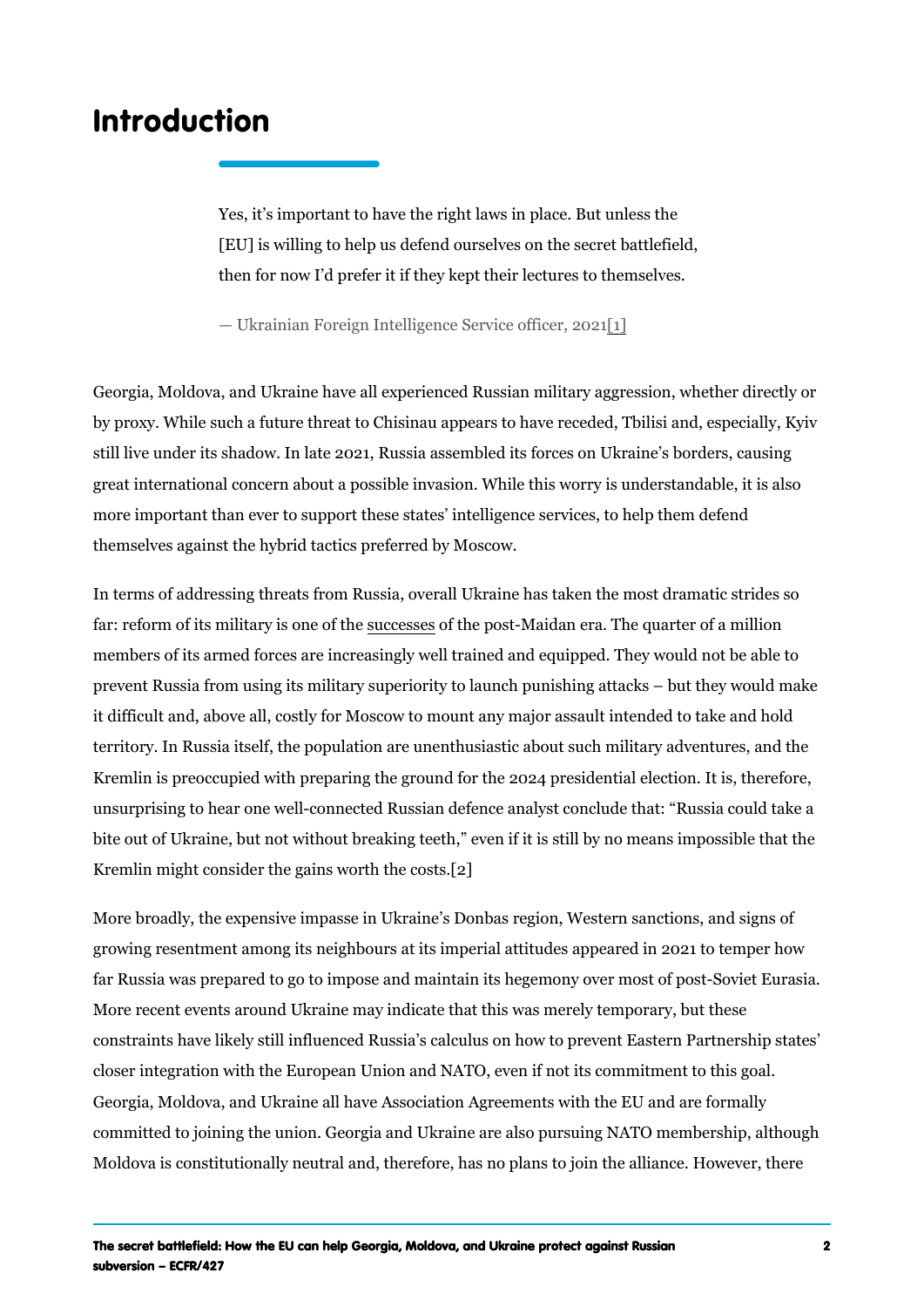# Introduction

> Yes, it's important to have the right laws in place. But unless the [EU] is willing to help us defend ourselves on the secret battlefield, then for now I'd prefer it if they kept their lectures to themselves.
>
> — Ukrainian Foreign Intelligence Service officer, 2021[1]

Georgia, Moldova, and Ukraine have all experienced Russian military aggression, whether directly or by proxy. While such a future threat to Chisinau appears to have receded, Tbilisi and, especially, Kyiv still live under its shadow. In late 2021, Russia assembled its forces on Ukraine's borders, causing great international concern about a possible invasion. While this worry is understandable, it is also more important than ever to support these states' intelligence services, to help them defend themselves against the hybrid tactics preferred by Moscow.

In terms of addressing threats from Russia, overall Ukraine has taken the most dramatic strides so far: reform of its military is one of the successes of the post-Maidan era. The quarter of a million members of its armed forces are increasingly well trained and equipped. They would not be able to prevent Russia from using its military superiority to launch punishing attacks – but they would make it difficult and, above all, costly for Moscow to mount any major assault intended to take and hold territory. In Russia itself, the population are unenthusiastic about such military adventures, and the Kremlin is preoccupied with preparing the ground for the 2024 presidential election. It is, therefore, unsurprising to hear one well-connected Russian defence analyst conclude that: "Russia could take a bite out of Ukraine, but not without breaking teeth," even if it is still by no means impossible that the Kremlin might consider the gains worth the costs.[2]

More broadly, the expensive impasse in Ukraine's Donbas region, Western sanctions, and signs of growing resentment among its neighbours at its imperial attitudes appeared in 2021 to temper how far Russia was prepared to go to impose and maintain its hegemony over most of post-Soviet Eurasia. More recent events around Ukraine may indicate that this was merely temporary, but these constraints have likely still influenced Russia's calculus on how to prevent Eastern Partnership states' closer integration with the European Union and NATO, even if not its commitment to this goal. Georgia, Moldova, and Ukraine all have Association Agreements with the EU and are formally committed to joining the union. Georgia and Ukraine are also pursuing NATO membership, although Moldova is constitutionally neutral and, therefore, has no plans to join the alliance. However, there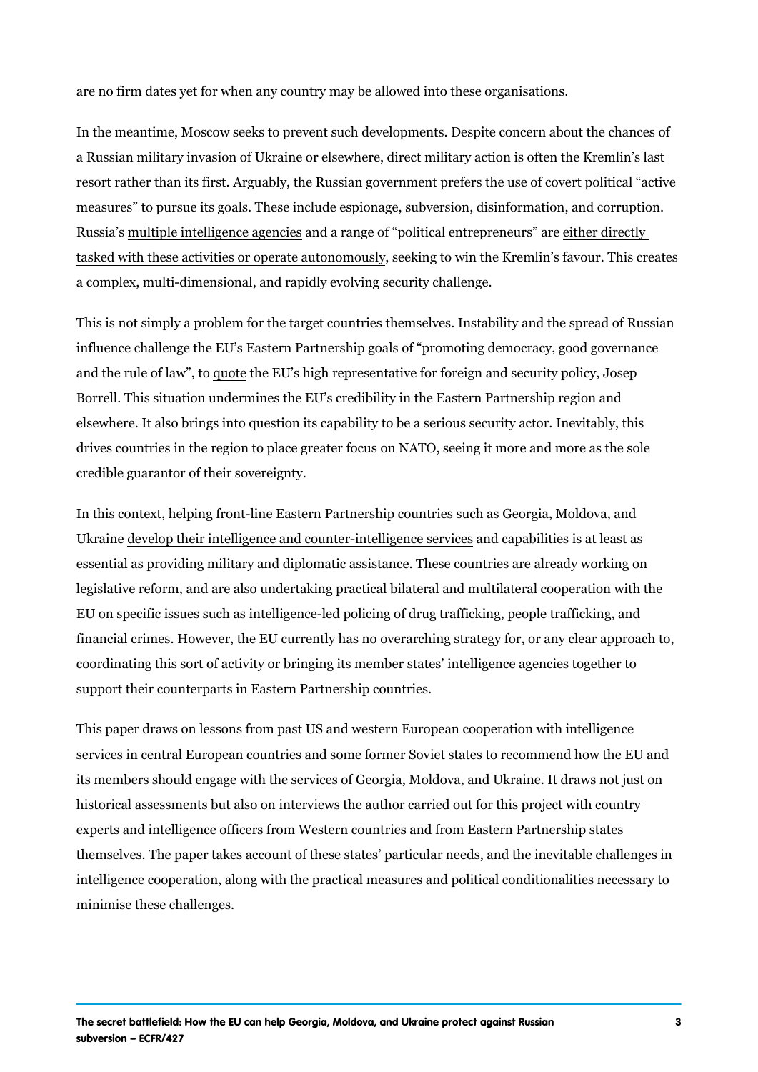are no firm dates yet for when any country may be allowed into these organisations.

In the meantime, Moscow seeks to prevent such developments. Despite concern about the chances of a Russian military invasion of Ukraine or elsewhere, direct military action is often the Kremlin's last resort rather than its first. Arguably, the Russian government prefers the use of covert political "active measures" to pursue its goals. These include espionage, subversion, disinformation, and corruption. Russia's multiple intelligence agencies and a range of "political entrepreneurs" are either directly tasked with these activities or operate autonomously, seeking to win the Kremlin's favour. This creates a complex, multi-dimensional, and rapidly evolving security challenge.

This is not simply a problem for the target countries themselves. Instability and the spread of Russian influence challenge the EU's Eastern Partnership goals of "promoting democracy, good governance and the rule of law", to quote the EU's high representative for foreign and security policy, Josep Borrell. This situation undermines the EU's credibility in the Eastern Partnership region and elsewhere. It also brings into question its capability to be a serious security actor. Inevitably, this drives countries in the region to place greater focus on NATO, seeing it more and more as the sole credible guarantor of their sovereignty.

In this context, helping front-line Eastern Partnership countries such as Georgia, Moldova, and Ukraine develop their intelligence and counter-intelligence services and capabilities is at least as essential as providing military and diplomatic assistance. These countries are already working on legislative reform, and are also undertaking practical bilateral and multilateral cooperation with the EU on specific issues such as intelligence-led policing of drug trafficking, people trafficking, and financial crimes. However, the EU currently has no overarching strategy for, or any clear approach to, coordinating this sort of activity or bringing its member states' intelligence agencies together to support their counterparts in Eastern Partnership countries.

This paper draws on lessons from past US and western European cooperation with intelligence services in central European countries and some former Soviet states to recommend how the EU and its members should engage with the services of Georgia, Moldova, and Ukraine. It draws not just on historical assessments but also on interviews the author carried out for this project with country experts and intelligence officers from Western countries and from Eastern Partnership states themselves. The paper takes account of these states' particular needs, and the inevitable challenges in intelligence cooperation, along with the practical measures and political conditionalities necessary to minimise these challenges.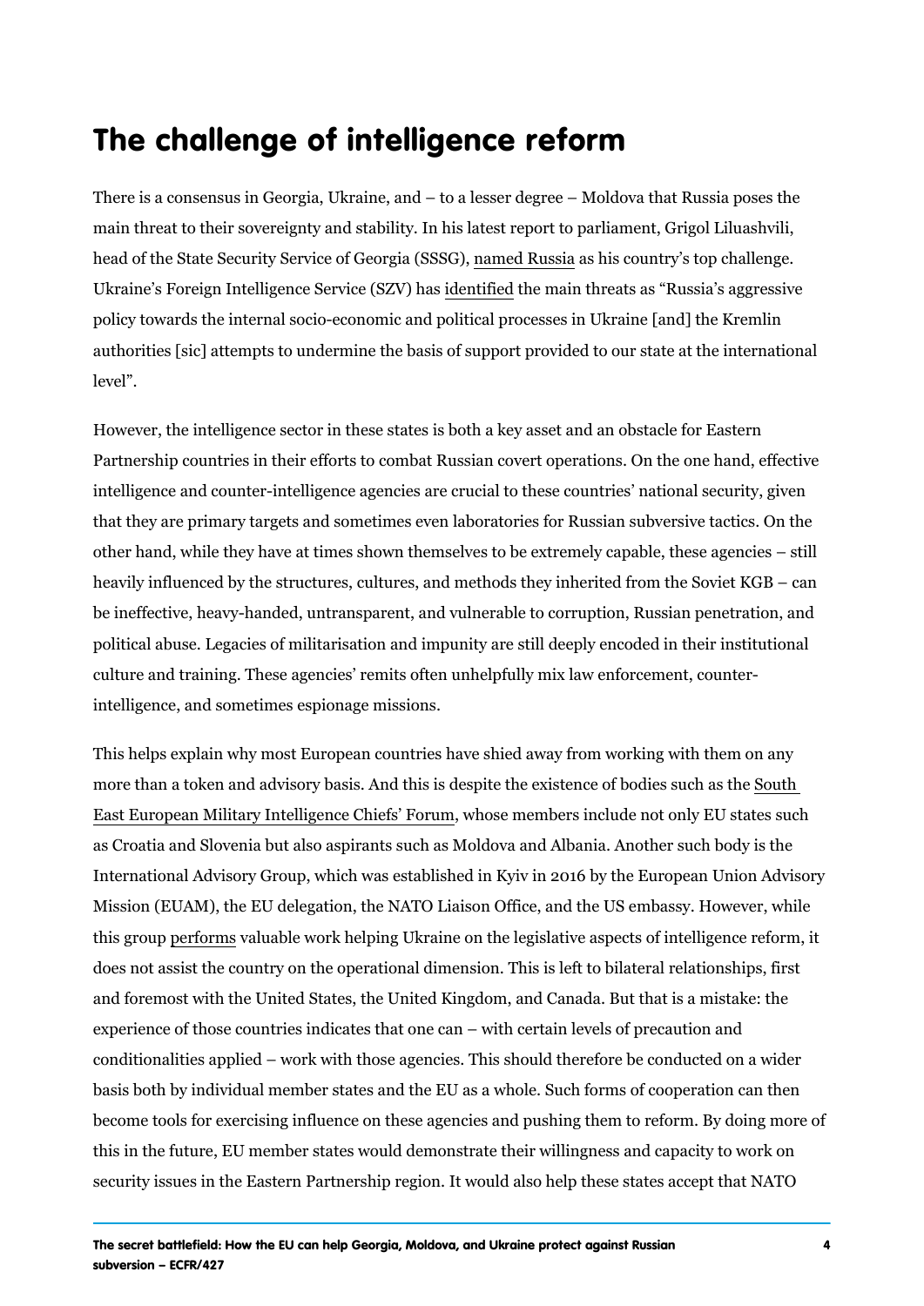## The challenge of intelligence reform

There is a consensus in Georgia, Ukraine, and – to a lesser degree – Moldova that Russia poses the main threat to their sovereignty and stability. In his latest report to parliament, Grigol Liluashvili, head of the State Security Service of Georgia (SSSG), named Russia as his country's top challenge. Ukraine's Foreign Intelligence Service (SZV) has identified the main threats as "Russia's aggressive policy towards the internal socio-economic and political processes in Ukraine [and] the Kremlin authorities [sic] attempts to undermine the basis of support provided to our state at the international level".

However, the intelligence sector in these states is both a key asset and an obstacle for Eastern Partnership countries in their efforts to combat Russian covert operations. On the one hand, effective intelligence and counter-intelligence agencies are crucial to these countries' national security, given that they are primary targets and sometimes even laboratories for Russian subversive tactics. On the other hand, while they have at times shown themselves to be extremely capable, these agencies – still heavily influenced by the structures, cultures, and methods they inherited from the Soviet KGB – can be ineffective, heavy-handed, untransparent, and vulnerable to corruption, Russian penetration, and political abuse. Legacies of militarisation and impunity are still deeply encoded in their institutional culture and training. These agencies' remits often unhelpfully mix law enforcement, counter-intelligence, and sometimes espionage missions.

This helps explain why most European countries have shied away from working with them on any more than a token and advisory basis. And this is despite the existence of bodies such as the South East European Military Intelligence Chiefs' Forum, whose members include not only EU states such as Croatia and Slovenia but also aspirants such as Moldova and Albania. Another such body is the International Advisory Group, which was established in Kyiv in 2016 by the European Union Advisory Mission (EUAM), the EU delegation, the NATO Liaison Office, and the US embassy. However, while this group performs valuable work helping Ukraine on the legislative aspects of intelligence reform, it does not assist the country on the operational dimension. This is left to bilateral relationships, first and foremost with the United States, the United Kingdom, and Canada. But that is a mistake: the experience of those countries indicates that one can – with certain levels of precaution and conditionalities applied – work with those agencies. This should therefore be conducted on a wider basis both by individual member states and the EU as a whole. Such forms of cooperation can then become tools for exercising influence on these agencies and pushing them to reform. By doing more of this in the future, EU member states would demonstrate their willingness and capacity to work on security issues in the Eastern Partnership region. It would also help these states accept that NATO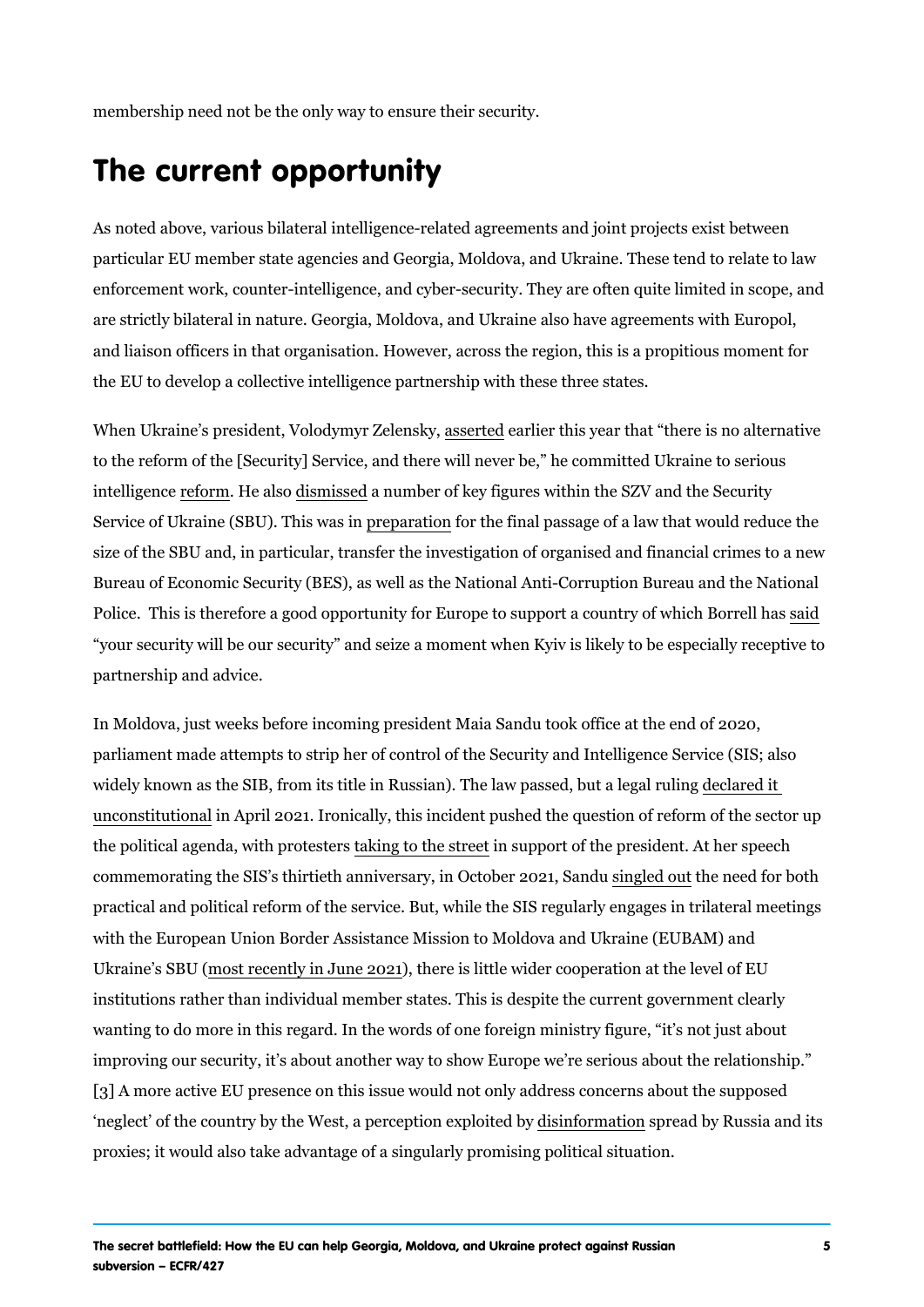membership need not be the only way to ensure their security.

## The current opportunity

As noted above, various bilateral intelligence-related agreements and joint projects exist between particular EU member state agencies and Georgia, Moldova, and Ukraine. These tend to relate to law enforcement work, counter-intelligence, and cyber-security. They are often quite limited in scope, and are strictly bilateral in nature. Georgia, Moldova, and Ukraine also have agreements with Europol, and liaison officers in that organisation. However, across the region, this is a propitious moment for the EU to develop a collective intelligence partnership with these three states.

When Ukraine's president, Volodymyr Zelensky, asserted earlier this year that "there is no alternative to the reform of the [Security] Service, and there will never be," he committed Ukraine to serious intelligence reform. He also dismissed a number of key figures within the SZV and the Security Service of Ukraine (SBU). This was in preparation for the final passage of a law that would reduce the size of the SBU and, in particular, transfer the investigation of organised and financial crimes to a new Bureau of Economic Security (BES), as well as the National Anti-Corruption Bureau and the National Police. This is therefore a good opportunity for Europe to support a country of which Borrell has said "your security will be our security" and seize a moment when Kyiv is likely to be especially receptive to partnership and advice.

In Moldova, just weeks before incoming president Maia Sandu took office at the end of 2020, parliament made attempts to strip her of control of the Security and Intelligence Service (SIS; also widely known as the SIB, from its title in Russian). The law passed, but a legal ruling declared it unconstitutional in April 2021. Ironically, this incident pushed the question of reform of the sector up the political agenda, with protesters taking to the street in support of the president. At her speech commemorating the SIS's thirtieth anniversary, in October 2021, Sandu singled out the need for both practical and political reform of the service. But, while the SIS regularly engages in trilateral meetings with the European Union Border Assistance Mission to Moldova and Ukraine (EUBAM) and Ukraine's SBU (most recently in June 2021), there is little wider cooperation at the level of EU institutions rather than individual member states. This is despite the current government clearly wanting to do more in this regard. In the words of one foreign ministry figure, "it's not just about improving our security, it's about another way to show Europe we're serious about the relationship." [3] A more active EU presence on this issue would not only address concerns about the supposed 'neglect' of the country by the West, a perception exploited by disinformation spread by Russia and its proxies; it would also take advantage of a singularly promising political situation.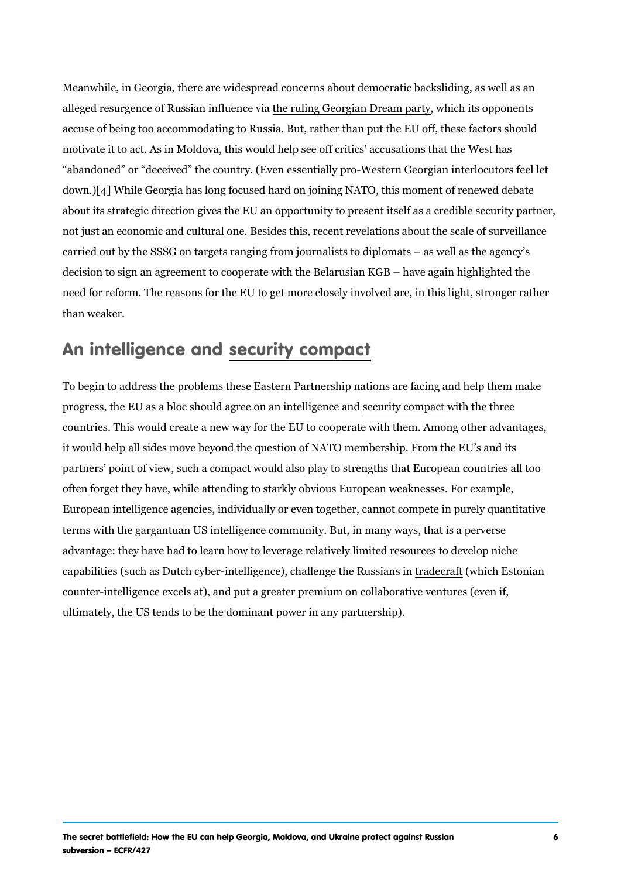Meanwhile, in Georgia, there are widespread concerns about democratic backsliding, as well as an alleged resurgence of Russian influence via the ruling Georgian Dream party, which its opponents accuse of being too accommodating to Russia. But, rather than put the EU off, these factors should motivate it to act. As in Moldova, this would help see off critics' accusations that the West has "abandoned" or "deceived" the country. (Even essentially pro-Western Georgian interlocutors feel let down.)[4] While Georgia has long focused hard on joining NATO, this moment of renewed debate about its strategic direction gives the EU an opportunity to present itself as a credible security partner, not just an economic and cultural one. Besides this, recent revelations about the scale of surveillance carried out by the SSSG on targets ranging from journalists to diplomats – as well as the agency's decision to sign an agreement to cooperate with the Belarusian KGB – have again highlighted the need for reform. The reasons for the EU to get more closely involved are, in this light, stronger rather than weaker.

## An intelligence and security compact

To begin to address the problems these Eastern Partnership nations are facing and help them make progress, the EU as a bloc should agree on an intelligence and security compact with the three countries. This would create a new way for the EU to cooperate with them. Among other advantages, it would help all sides move beyond the question of NATO membership. From the EU's and its partners' point of view, such a compact would also play to strengths that European countries all too often forget they have, while attending to starkly obvious European weaknesses. For example, European intelligence agencies, individually or even together, cannot compete in purely quantitative terms with the gargantuan US intelligence community. But, in many ways, that is a perverse advantage: they have had to learn how to leverage relatively limited resources to develop niche capabilities (such as Dutch cyber-intelligence), challenge the Russians in tradecraft (which Estonian counter-intelligence excels at), and put a greater premium on collaborative ventures (even if, ultimately, the US tends to be the dominant power in any partnership).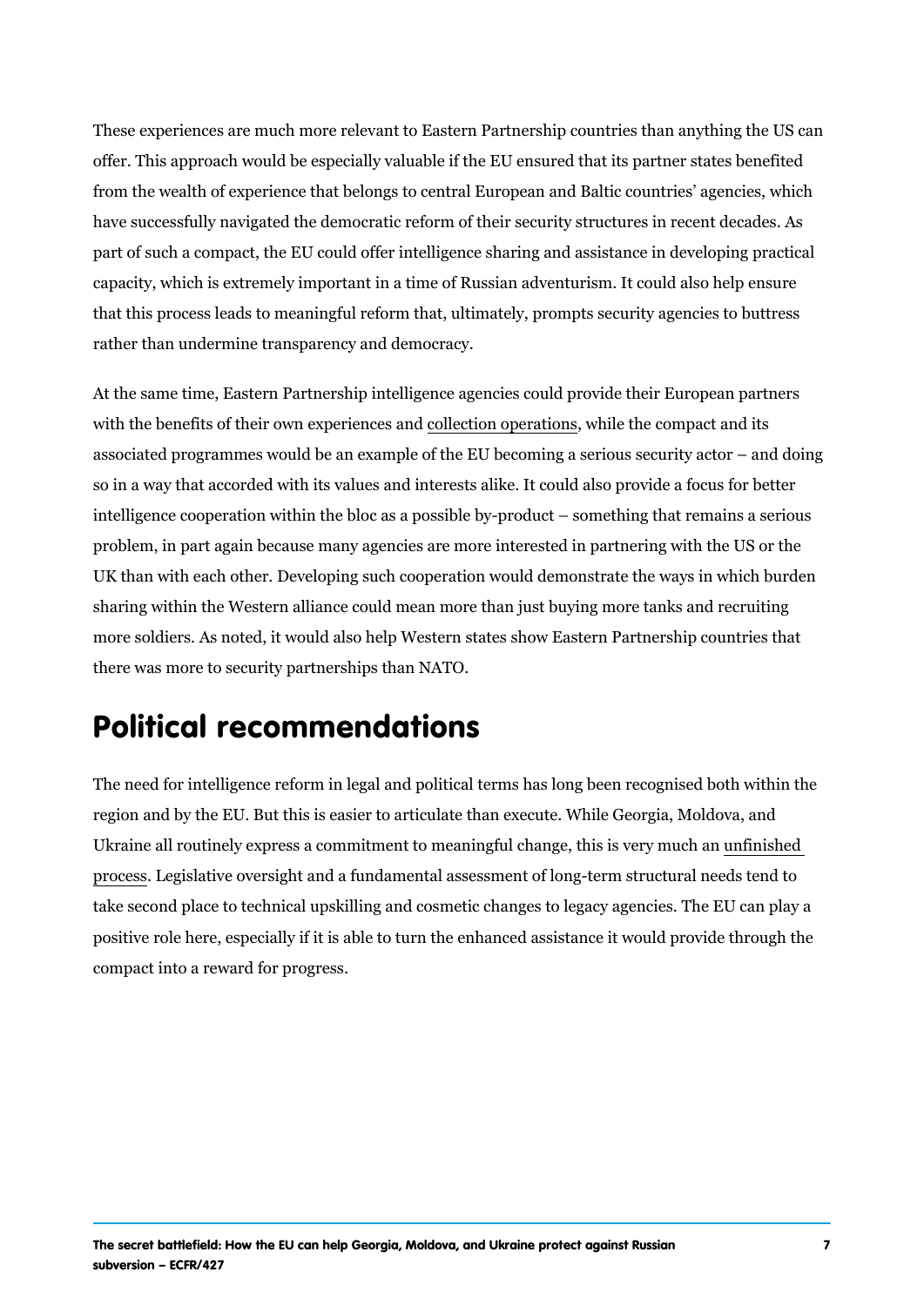These experiences are much more relevant to Eastern Partnership countries than anything the US can offer. This approach would be especially valuable if the EU ensured that its partner states benefited from the wealth of experience that belongs to central European and Baltic countries' agencies, which have successfully navigated the democratic reform of their security structures in recent decades. As part of such a compact, the EU could offer intelligence sharing and assistance in developing practical capacity, which is extremely important in a time of Russian adventurism. It could also help ensure that this process leads to meaningful reform that, ultimately, prompts security agencies to buttress rather than undermine transparency and democracy.

At the same time, Eastern Partnership intelligence agencies could provide their European partners with the benefits of their own experiences and collection operations, while the compact and its associated programmes would be an example of the EU becoming a serious security actor – and doing so in a way that accorded with its values and interests alike. It could also provide a focus for better intelligence cooperation within the bloc as a possible by-product – something that remains a serious problem, in part again because many agencies are more interested in partnering with the US or the UK than with each other. Developing such cooperation would demonstrate the ways in which burden sharing within the Western alliance could mean more than just buying more tanks and recruiting more soldiers. As noted, it would also help Western states show Eastern Partnership countries that there was more to security partnerships than NATO.

## Political recommendations

The need for intelligence reform in legal and political terms has long been recognised both within the region and by the EU. But this is easier to articulate than execute. While Georgia, Moldova, and Ukraine all routinely express a commitment to meaningful change, this is very much an unfinished process. Legislative oversight and a fundamental assessment of long-term structural needs tend to take second place to technical upskilling and cosmetic changes to legacy agencies. The EU can play a positive role here, especially if it is able to turn the enhanced assistance it would provide through the compact into a reward for progress.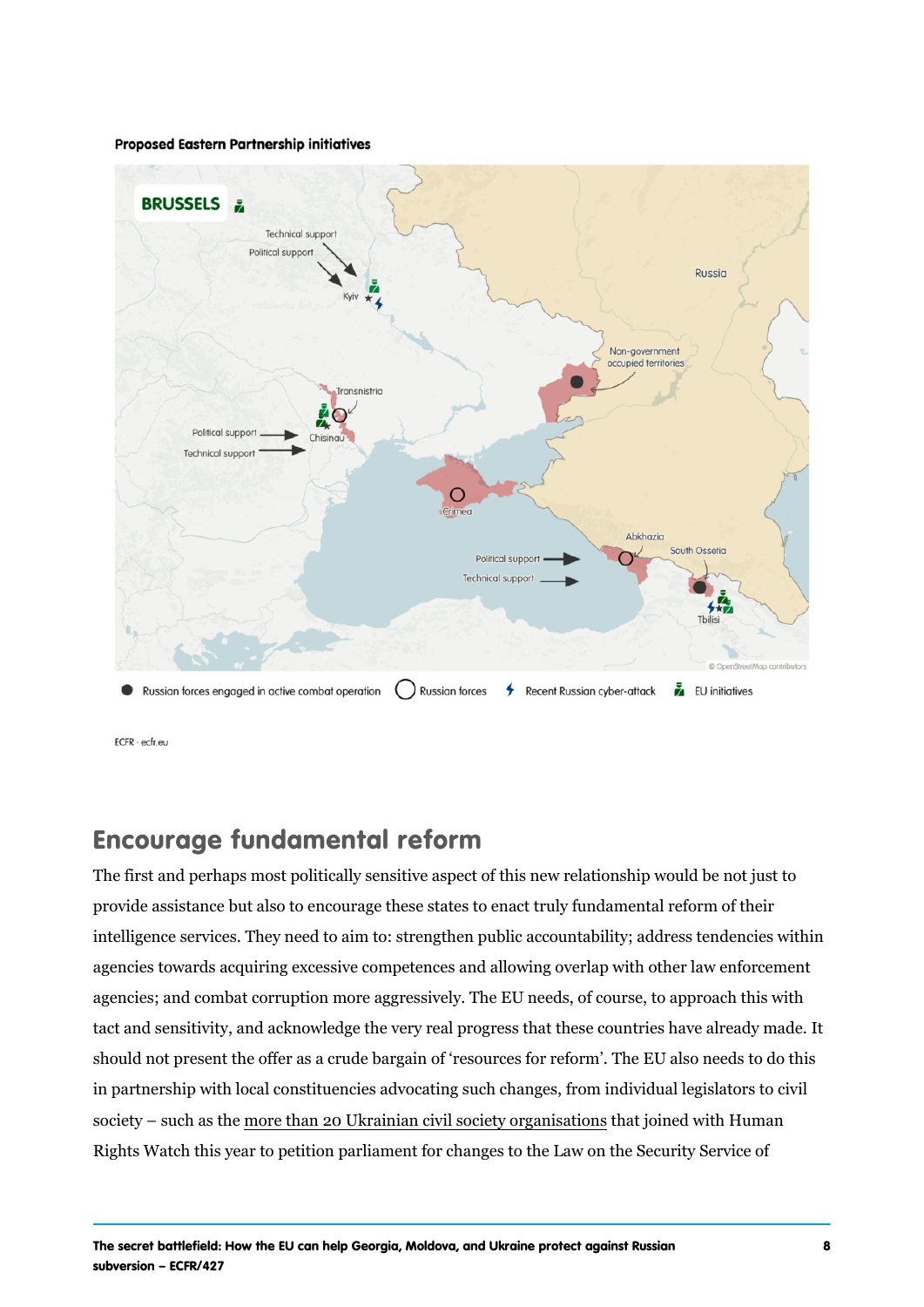**Proposed Eastern Partnership initiatives**

● Russian forces engaged in active combat operation ◯ Russian forces ⚡ Recent Russian cyber-attack EU initiatives

ECFR · ecfr.eu

## Encourage fundamental reform

The first and perhaps most politically sensitive aspect of this new relationship would be not just to provide assistance but also to encourage these states to enact truly fundamental reform of their intelligence services. They need to aim to: strengthen public accountability; address tendencies within agencies towards acquiring excessive competences and allowing overlap with other law enforcement agencies; and combat corruption more aggressively. The EU needs, of course, to approach this with tact and sensitivity, and acknowledge the very real progress that these countries have already made. It should not present the offer as a crude bargain of 'resources for reform'. The EU also needs to do this in partnership with local constituencies advocating such changes, from individual legislators to civil society – such as the more than 20 Ukrainian civil society organisations that joined with Human Rights Watch this year to petition parliament for changes to the Law on the Security Service of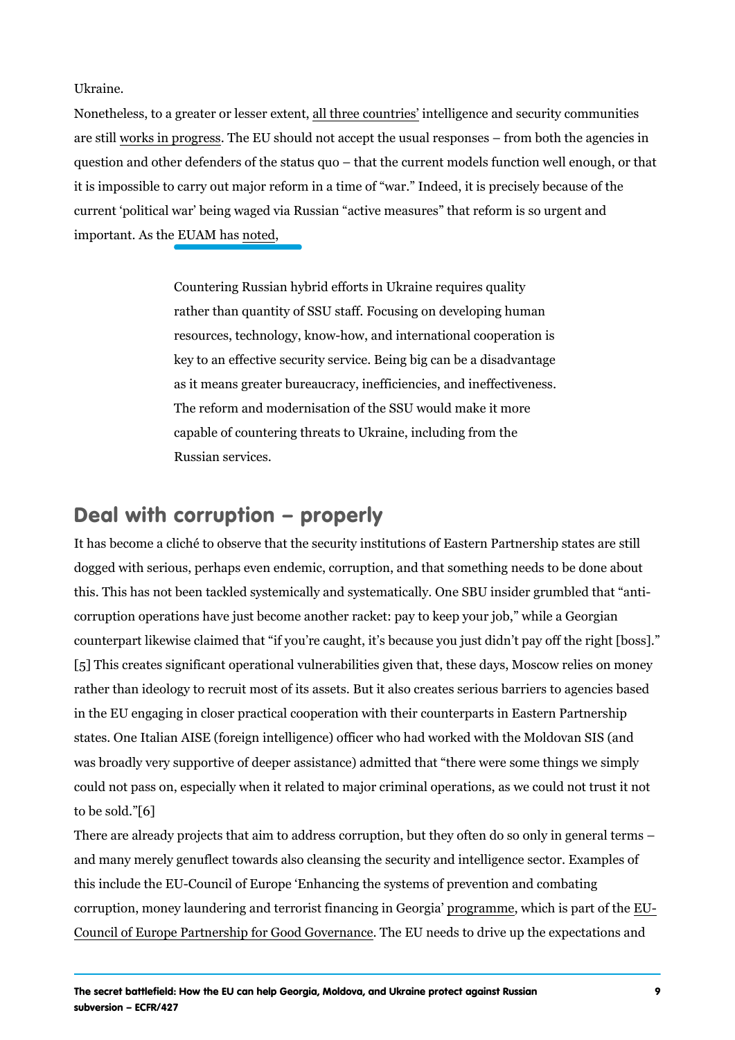Ukraine.

Nonetheless, to a greater or lesser extent, all three countries' intelligence and security communities are still works in progress. The EU should not accept the usual responses – from both the agencies in question and other defenders of the status quo – that the current models function well enough, or that it is impossible to carry out major reform in a time of "war." Indeed, it is precisely because of the current 'political war' being waged via Russian "active measures" that reform is so urgent and important. As the EUAM has noted,

> Countering Russian hybrid efforts in Ukraine requires quality rather than quantity of SSU staff. Focusing on developing human resources, technology, know-how, and international cooperation is key to an effective security service. Being big can be a disadvantage as it means greater bureaucracy, inefficiencies, and ineffectiveness. The reform and modernisation of the SSU would make it more capable of countering threats to Ukraine, including from the Russian services.

## Deal with corruption – properly

It has become a cliché to observe that the security institutions of Eastern Partnership states are still dogged with serious, perhaps even endemic, corruption, and that something needs to be done about this. This has not been tackled systemically and systematically. One SBU insider grumbled that "anti-corruption operations have just become another racket: pay to keep your job," while a Georgian counterpart likewise claimed that "if you're caught, it's because you just didn't pay off the right [boss]."[5] This creates significant operational vulnerabilities given that, these days, Moscow relies on money rather than ideology to recruit most of its assets. But it also creates serious barriers to agencies based in the EU engaging in closer practical cooperation with their counterparts in Eastern Partnership states. One Italian AISE (foreign intelligence) officer who had worked with the Moldovan SIS (and was broadly very supportive of deeper assistance) admitted that "there were some things we simply could not pass on, especially when it related to major criminal operations, as we could not trust it not to be sold."[6]

There are already projects that aim to address corruption, but they often do so only in general terms – and many merely genuflect towards also cleansing the security and intelligence sector. Examples of this include the EU-Council of Europe 'Enhancing the systems of prevention and combating corruption, money laundering and terrorist financing in Georgia' programme, which is part of the EU-Council of Europe Partnership for Good Governance. The EU needs to drive up the expectations and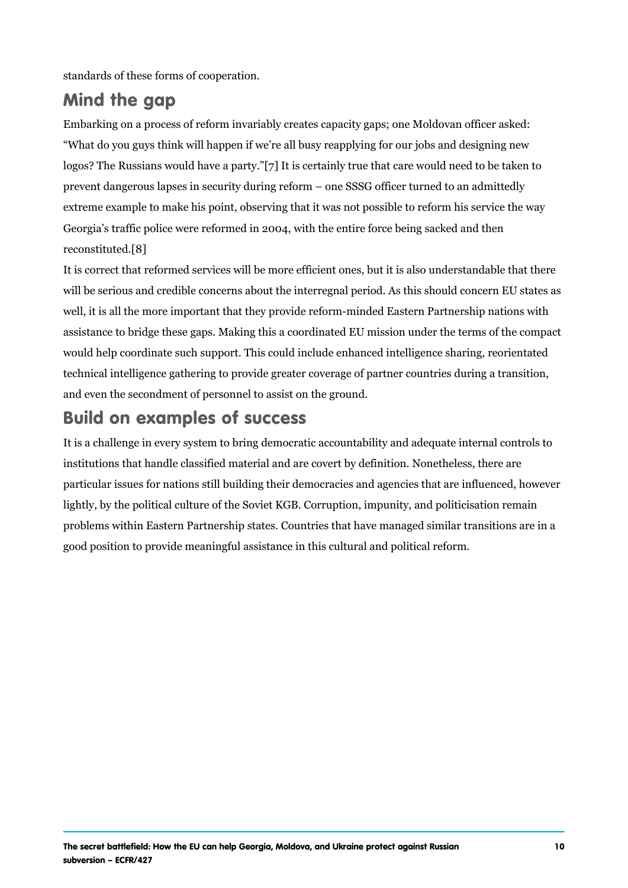standards of these forms of cooperation.

## Mind the gap

Embarking on a process of reform invariably creates capacity gaps; one Moldovan officer asked: "What do you guys think will happen if we're all busy reapplying for our jobs and designing new logos? The Russians would have a party."[7] It is certainly true that care would need to be taken to prevent dangerous lapses in security during reform – one SSSG officer turned to an admittedly extreme example to make his point, observing that it was not possible to reform his service the way Georgia's traffic police were reformed in 2004, with the entire force being sacked and then reconstituted.[8]

It is correct that reformed services will be more efficient ones, but it is also understandable that there will be serious and credible concerns about the interregnal period. As this should concern EU states as well, it is all the more important that they provide reform-minded Eastern Partnership nations with assistance to bridge these gaps. Making this a coordinated EU mission under the terms of the compact would help coordinate such support. This could include enhanced intelligence sharing, reorientated technical intelligence gathering to provide greater coverage of partner countries during a transition, and even the secondment of personnel to assist on the ground.

## Build on examples of success

It is a challenge in every system to bring democratic accountability and adequate internal controls to institutions that handle classified material and are covert by definition. Nonetheless, there are particular issues for nations still building their democracies and agencies that are influenced, however lightly, by the political culture of the Soviet KGB. Corruption, impunity, and politicisation remain problems within Eastern Partnership states. Countries that have managed similar transitions are in a good position to provide meaningful assistance in this cultural and political reform.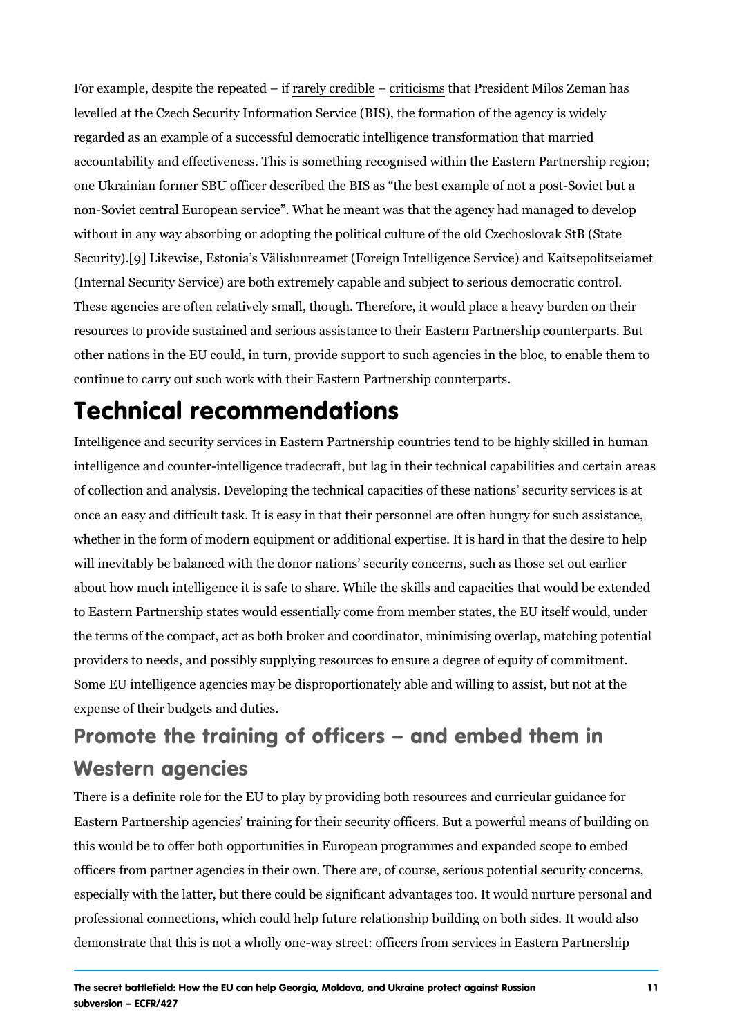For example, despite the repeated – if rarely credible – criticisms that President Milos Zeman has levelled at the Czech Security Information Service (BIS), the formation of the agency is widely regarded as an example of a successful democratic intelligence transformation that married accountability and effectiveness. This is something recognised within the Eastern Partnership region; one Ukrainian former SBU officer described the BIS as "the best example of not a post-Soviet but a non-Soviet central European service". What he meant was that the agency had managed to develop without in any way absorbing or adopting the political culture of the old Czechoslovak StB (State Security).[9] Likewise, Estonia's Välisluureamet (Foreign Intelligence Service) and Kaitsepolitseiamet (Internal Security Service) are both extremely capable and subject to serious democratic control. These agencies are often relatively small, though. Therefore, it would place a heavy burden on their resources to provide sustained and serious assistance to their Eastern Partnership counterparts. But other nations in the EU could, in turn, provide support to such agencies in the bloc, to enable them to continue to carry out such work with their Eastern Partnership counterparts.

# Technical recommendations

Intelligence and security services in Eastern Partnership countries tend to be highly skilled in human intelligence and counter-intelligence tradecraft, but lag in their technical capabilities and certain areas of collection and analysis. Developing the technical capacities of these nations' security services is at once an easy and difficult task. It is easy in that their personnel are often hungry for such assistance, whether in the form of modern equipment or additional expertise. It is hard in that the desire to help will inevitably be balanced with the donor nations' security concerns, such as those set out earlier about how much intelligence it is safe to share. While the skills and capacities that would be extended to Eastern Partnership states would essentially come from member states, the EU itself would, under the terms of the compact, act as both broker and coordinator, minimising overlap, matching potential providers to needs, and possibly supplying resources to ensure a degree of equity of commitment. Some EU intelligence agencies may be disproportionately able and willing to assist, but not at the expense of their budgets and duties.

## Promote the training of officers – and embed them in Western agencies

There is a definite role for the EU to play by providing both resources and curricular guidance for Eastern Partnership agencies' training for their security officers. But a powerful means of building on this would be to offer both opportunities in European programmes and expanded scope to embed officers from partner agencies in their own. There are, of course, serious potential security concerns, especially with the latter, but there could be significant advantages too. It would nurture personal and professional connections, which could help future relationship building on both sides. It would also demonstrate that this is not a wholly one-way street: officers from services in Eastern Partnership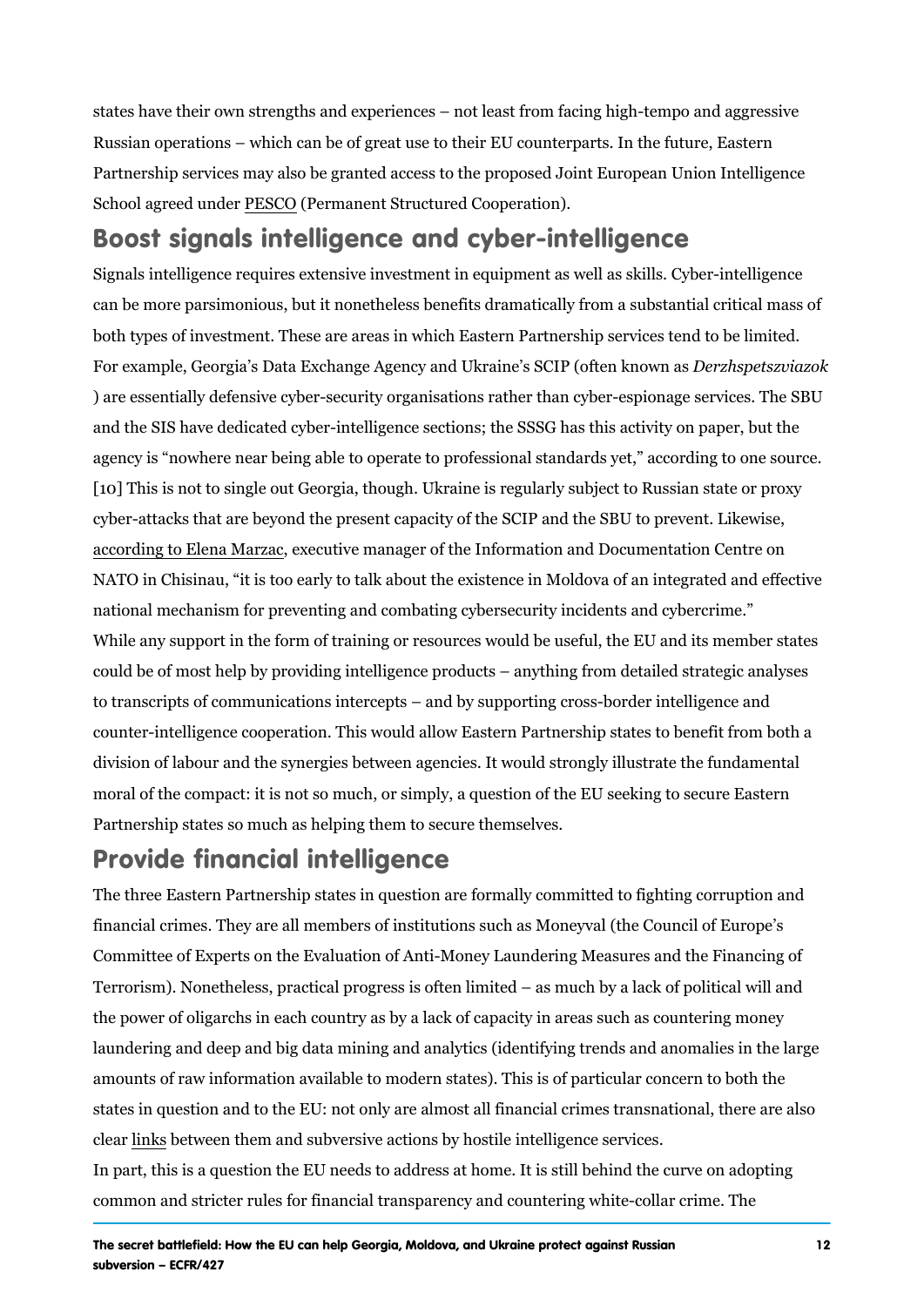states have their own strengths and experiences – not least from facing high-tempo and aggressive Russian operations – which can be of great use to their EU counterparts. In the future, Eastern Partnership services may also be granted access to the proposed Joint European Union Intelligence School agreed under PESCO (Permanent Structured Cooperation).

## Boost signals intelligence and cyber-intelligence

Signals intelligence requires extensive investment in equipment as well as skills. Cyber-intelligence can be more parsimonious, but it nonetheless benefits dramatically from a substantial critical mass of both types of investment. These are areas in which Eastern Partnership services tend to be limited. For example, Georgia's Data Exchange Agency and Ukraine's SCIP (often known as *Derzhspetszviazok*) are essentially defensive cyber-security organisations rather than cyber-espionage services. The SBU and the SIS have dedicated cyber-intelligence sections; the SSSG has this activity on paper, but the agency is "nowhere near being able to operate to professional standards yet," according to one source.[10] This is not to single out Georgia, though. Ukraine is regularly subject to Russian state or proxy cyber-attacks that are beyond the present capacity of the SCIP and the SBU to prevent. Likewise, according to Elena Marzac, executive manager of the Information and Documentation Centre on NATO in Chisinau, "it is too early to talk about the existence in Moldova of an integrated and effective national mechanism for preventing and combating cybersecurity incidents and cybercrime."

While any support in the form of training or resources would be useful, the EU and its member states could be of most help by providing intelligence products – anything from detailed strategic analyses to transcripts of communications intercepts – and by supporting cross-border intelligence and counter-intelligence cooperation. This would allow Eastern Partnership states to benefit from both a division of labour and the synergies between agencies. It would strongly illustrate the fundamental moral of the compact: it is not so much, or simply, a question of the EU seeking to secure Eastern Partnership states so much as helping them to secure themselves.

## Provide financial intelligence

The three Eastern Partnership states in question are formally committed to fighting corruption and financial crimes. They are all members of institutions such as Moneyval (the Council of Europe's Committee of Experts on the Evaluation of Anti-Money Laundering Measures and the Financing of Terrorism). Nonetheless, practical progress is often limited – as much by a lack of political will and the power of oligarchs in each country as by a lack of capacity in areas such as countering money laundering and deep and big data mining and analytics (identifying trends and anomalies in the large amounts of raw information available to modern states). This is of particular concern to both the states in question and to the EU: not only are almost all financial crimes transnational, there are also clear links between them and subversive actions by hostile intelligence services.

In part, this is a question the EU needs to address at home. It is still behind the curve on adopting common and stricter rules for financial transparency and countering white-collar crime. The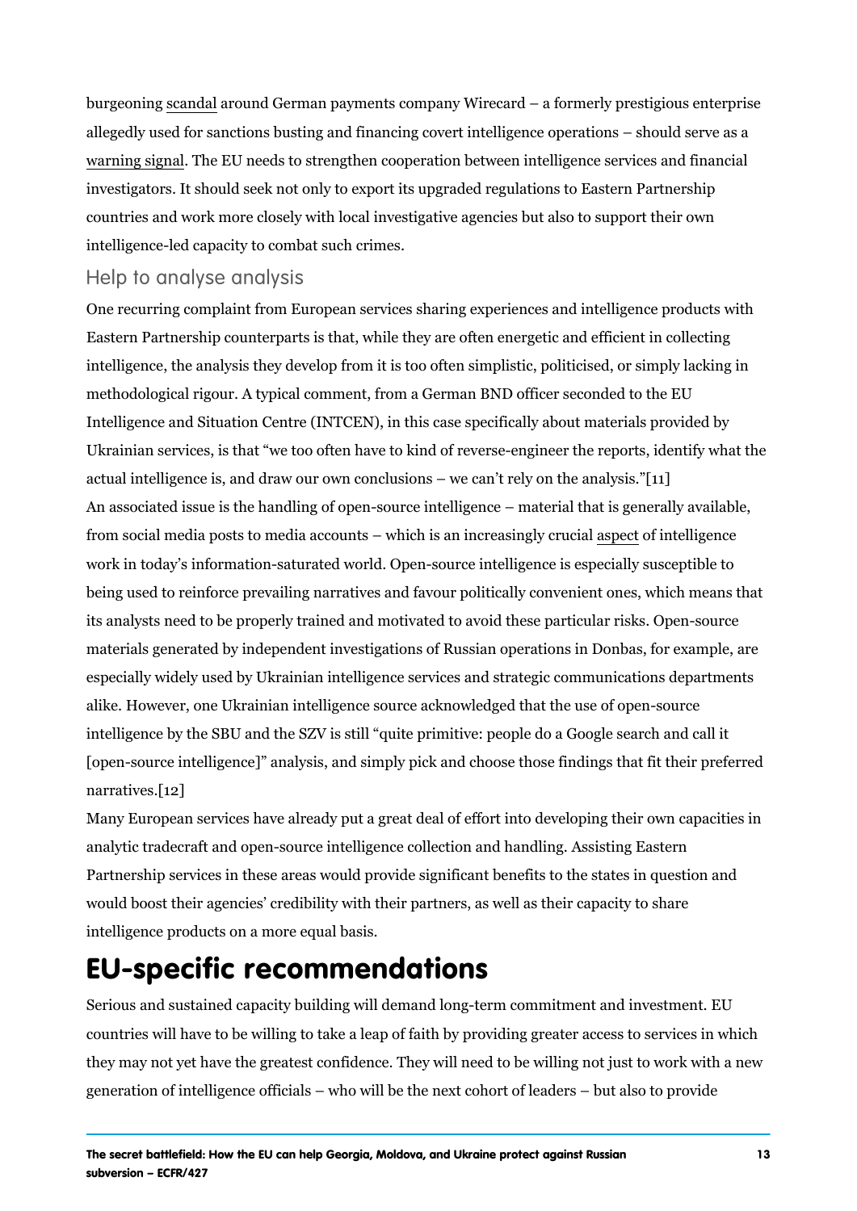burgeoning scandal around German payments company Wirecard – a formerly prestigious enterprise allegedly used for sanctions busting and financing covert intelligence operations – should serve as a warning signal. The EU needs to strengthen cooperation between intelligence services and financial investigators. It should seek not only to export its upgraded regulations to Eastern Partnership countries and work more closely with local investigative agencies but also to support their own intelligence-led capacity to combat such crimes.

### Help to analyse analysis

One recurring complaint from European services sharing experiences and intelligence products with Eastern Partnership counterparts is that, while they are often energetic and efficient in collecting intelligence, the analysis they develop from it is too often simplistic, politicised, or simply lacking in methodological rigour. A typical comment, from a German BND officer seconded to the EU Intelligence and Situation Centre (INTCEN), in this case specifically about materials provided by Ukrainian services, is that "we too often have to kind of reverse-engineer the reports, identify what the actual intelligence is, and draw our own conclusions – we can't rely on the analysis."[11]

An associated issue is the handling of open-source intelligence – material that is generally available, from social media posts to media accounts – which is an increasingly crucial aspect of intelligence work in today's information-saturated world. Open-source intelligence is especially susceptible to being used to reinforce prevailing narratives and favour politically convenient ones, which means that its analysts need to be properly trained and motivated to avoid these particular risks. Open-source materials generated by independent investigations of Russian operations in Donbas, for example, are especially widely used by Ukrainian intelligence services and strategic communications departments alike. However, one Ukrainian intelligence source acknowledged that the use of open-source intelligence by the SBU and the SZV is still "quite primitive: people do a Google search and call it [open-source intelligence]" analysis, and simply pick and choose those findings that fit their preferred narratives.[12]

Many European services have already put a great deal of effort into developing their own capacities in analytic tradecraft and open-source intelligence collection and handling. Assisting Eastern Partnership services in these areas would provide significant benefits to the states in question and would boost their agencies' credibility with their partners, as well as their capacity to share intelligence products on a more equal basis.

## EU-specific recommendations

Serious and sustained capacity building will demand long-term commitment and investment. EU countries will have to be willing to take a leap of faith by providing greater access to services in which they may not yet have the greatest confidence. They will need to be willing not just to work with a new generation of intelligence officials – who will be the next cohort of leaders – but also to provide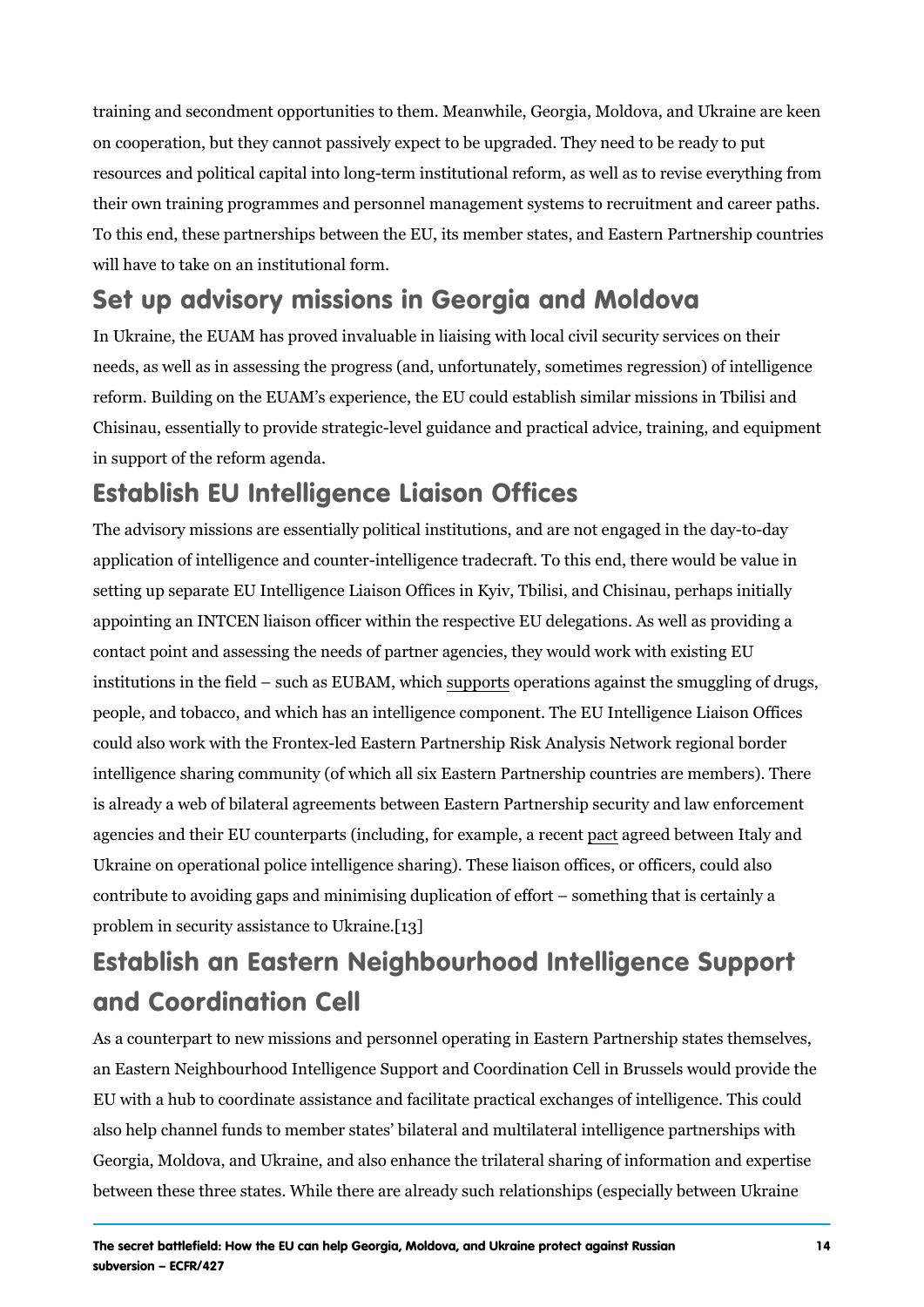training and secondment opportunities to them. Meanwhile, Georgia, Moldova, and Ukraine are keen on cooperation, but they cannot passively expect to be upgraded. They need to be ready to put resources and political capital into long-term institutional reform, as well as to revise everything from their own training programmes and personnel management systems to recruitment and career paths. To this end, these partnerships between the EU, its member states, and Eastern Partnership countries will have to take on an institutional form.

## Set up advisory missions in Georgia and Moldova

In Ukraine, the EUAM has proved invaluable in liaising with local civil security services on their needs, as well as in assessing the progress (and, unfortunately, sometimes regression) of intelligence reform. Building on the EUAM's experience, the EU could establish similar missions in Tbilisi and Chisinau, essentially to provide strategic-level guidance and practical advice, training, and equipment in support of the reform agenda.

## Establish EU Intelligence Liaison Offices

The advisory missions are essentially political institutions, and are not engaged in the day-to-day application of intelligence and counter-intelligence tradecraft. To this end, there would be value in setting up separate EU Intelligence Liaison Offices in Kyiv, Tbilisi, and Chisinau, perhaps initially appointing an INTCEN liaison officer within the respective EU delegations. As well as providing a contact point and assessing the needs of partner agencies, they would work with existing EU institutions in the field – such as EUBAM, which supports operations against the smuggling of drugs, people, and tobacco, and which has an intelligence component. The EU Intelligence Liaison Offices could also work with the Frontex-led Eastern Partnership Risk Analysis Network regional border intelligence sharing community (of which all six Eastern Partnership countries are members). There is already a web of bilateral agreements between Eastern Partnership security and law enforcement agencies and their EU counterparts (including, for example, a recent pact agreed between Italy and Ukraine on operational police intelligence sharing). These liaison offices, or officers, could also contribute to avoiding gaps and minimising duplication of effort – something that is certainly a problem in security assistance to Ukraine.[13]

## Establish an Eastern Neighbourhood Intelligence Support and Coordination Cell

As a counterpart to new missions and personnel operating in Eastern Partnership states themselves, an Eastern Neighbourhood Intelligence Support and Coordination Cell in Brussels would provide the EU with a hub to coordinate assistance and facilitate practical exchanges of intelligence. This could also help channel funds to member states' bilateral and multilateral intelligence partnerships with Georgia, Moldova, and Ukraine, and also enhance the trilateral sharing of information and expertise between these three states. While there are already such relationships (especially between Ukraine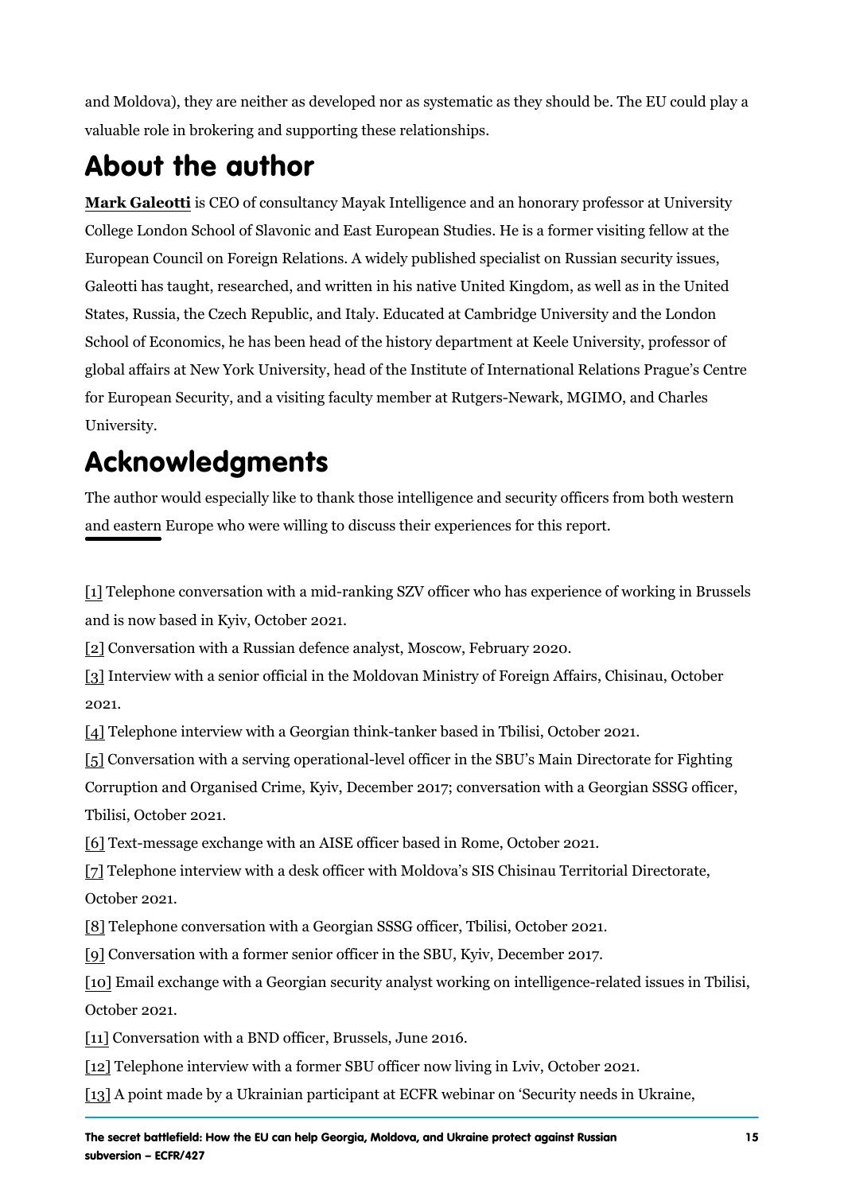and Moldova), they are neither as developed nor as systematic as they should be. The EU could play a valuable role in brokering and supporting these relationships.

## About the author

**Mark Galeotti** is CEO of consultancy Mayak Intelligence and an honorary professor at University College London School of Slavonic and East European Studies. He is a former visiting fellow at the European Council on Foreign Relations. A widely published specialist on Russian security issues, Galeotti has taught, researched, and written in his native United Kingdom, as well as in the United States, Russia, the Czech Republic, and Italy. Educated at Cambridge University and the London School of Economics, he has been head of the history department at Keele University, professor of global affairs at New York University, head of the Institute of International Relations Prague's Centre for European Security, and a visiting faculty member at Rutgers-Newark, MGIMO, and Charles University.

## Acknowledgments

The author would especially like to thank those intelligence and security officers from both western and eastern Europe who were willing to discuss their experiences for this report.

[1] Telephone conversation with a mid-ranking SZV officer who has experience of working in Brussels and is now based in Kyiv, October 2021.

[2] Conversation with a Russian defence analyst, Moscow, February 2020.

[3] Interview with a senior official in the Moldovan Ministry of Foreign Affairs, Chisinau, October 2021.

[4] Telephone interview with a Georgian think-tanker based in Tbilisi, October 2021.

[5] Conversation with a serving operational-level officer in the SBU's Main Directorate for Fighting Corruption and Organised Crime, Kyiv, December 2017; conversation with a Georgian SSSG officer, Tbilisi, October 2021.

[6] Text-message exchange with an AISE officer based in Rome, October 2021.

[7] Telephone interview with a desk officer with Moldova's SIS Chisinau Territorial Directorate, October 2021.

[8] Telephone conversation with a Georgian SSSG officer, Tbilisi, October 2021.

[9] Conversation with a former senior officer in the SBU, Kyiv, December 2017.

[10] Email exchange with a Georgian security analyst working on intelligence-related issues in Tbilisi, October 2021.

[11] Conversation with a BND officer, Brussels, June 2016.

[12] Telephone interview with a former SBU officer now living in Lviv, October 2021.

[13] A point made by a Ukrainian participant at ECFR webinar on 'Security needs in Ukraine,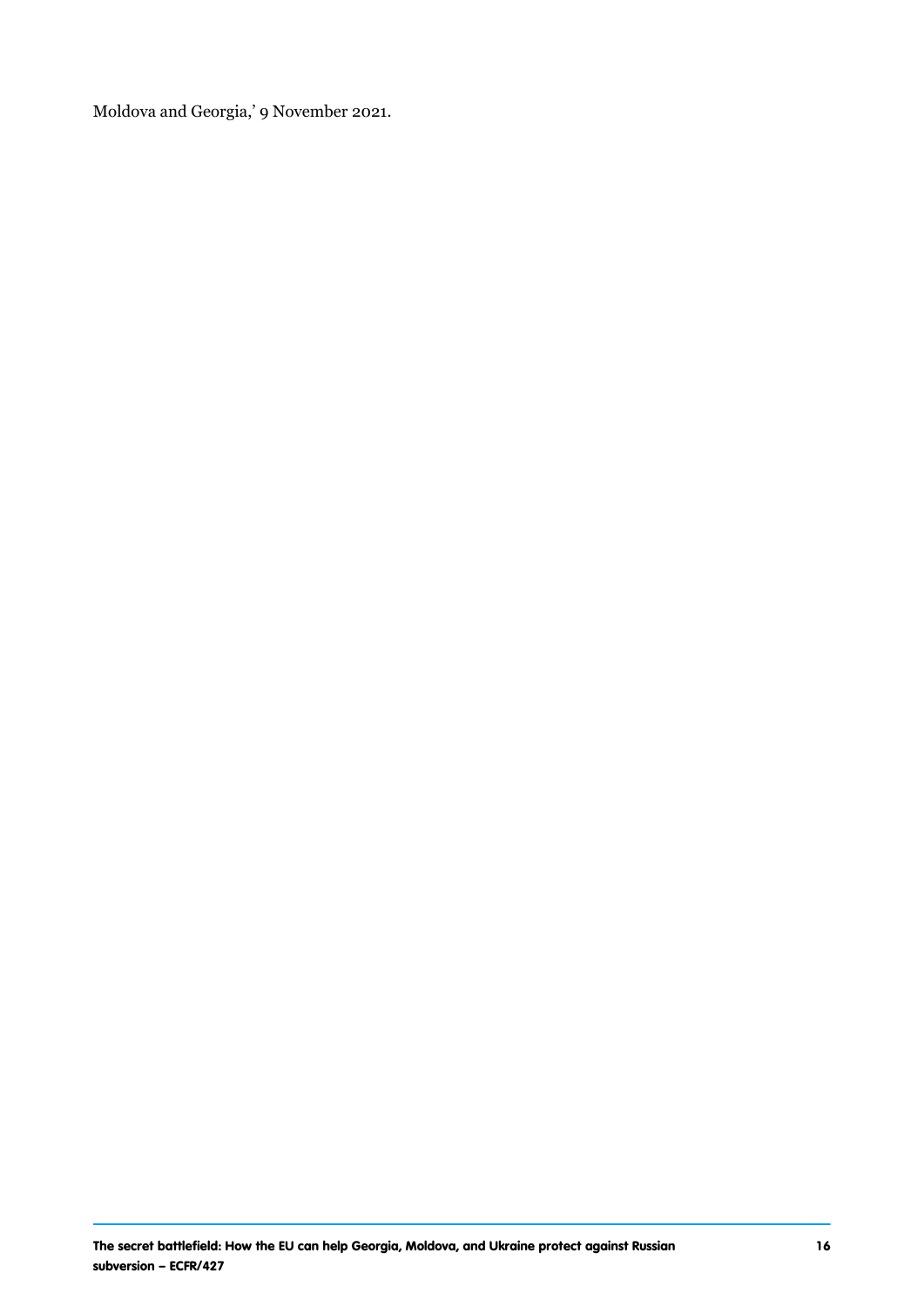Moldova and Georgia,' 9 November 2021.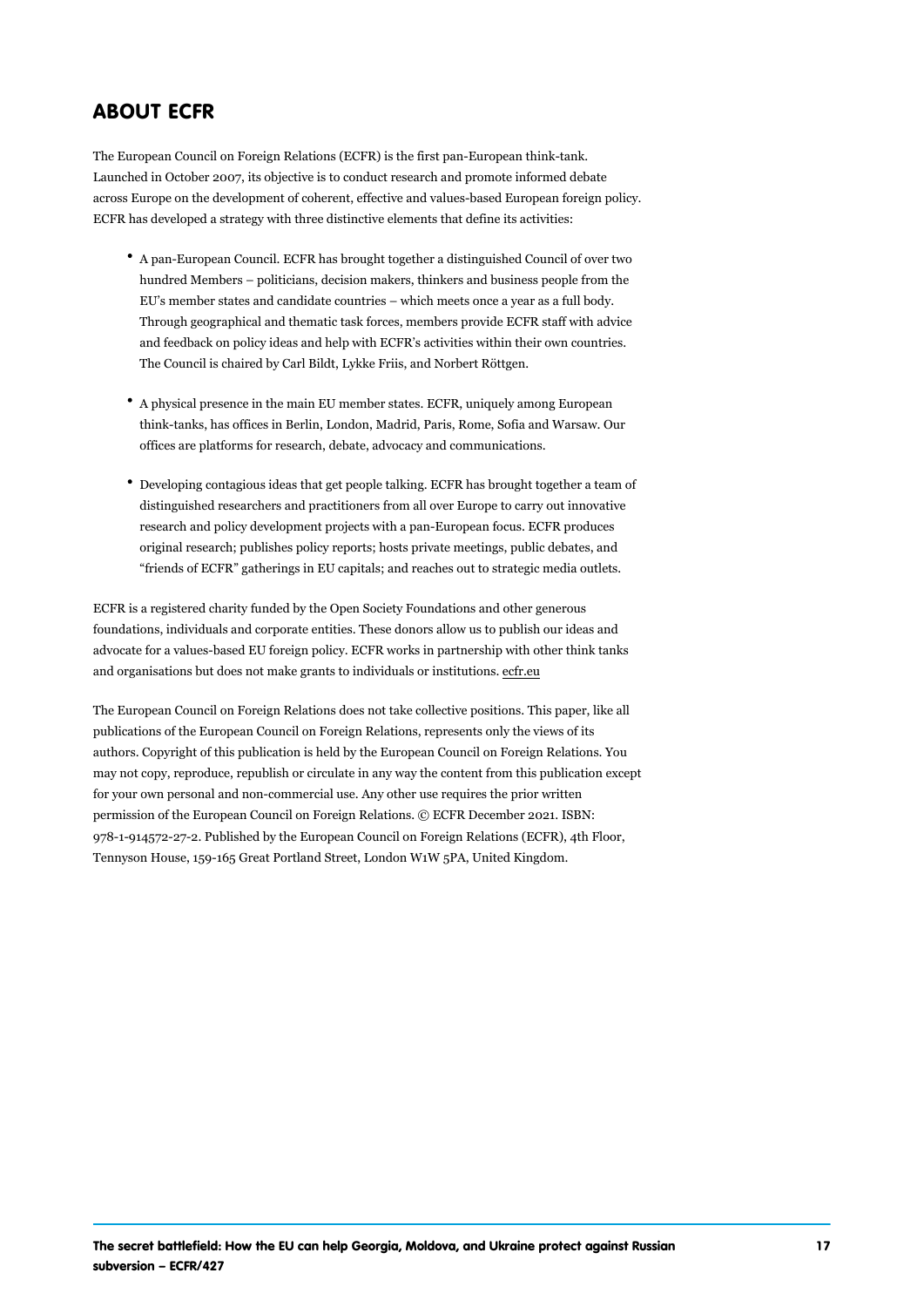## ABOUT ECFR

The European Council on Foreign Relations (ECFR) is the first pan-European think-tank. Launched in October 2007, its objective is to conduct research and promote informed debate across Europe on the development of coherent, effective and values-based European foreign policy. ECFR has developed a strategy with three distinctive elements that define its activities:

- A pan-European Council. ECFR has brought together a distinguished Council of over two hundred Members – politicians, decision makers, thinkers and business people from the EU's member states and candidate countries – which meets once a year as a full body. Through geographical and thematic task forces, members provide ECFR staff with advice and feedback on policy ideas and help with ECFR's activities within their own countries. The Council is chaired by Carl Bildt, Lykke Friis, and Norbert Röttgen.

- A physical presence in the main EU member states. ECFR, uniquely among European think-tanks, has offices in Berlin, London, Madrid, Paris, Rome, Sofia and Warsaw. Our offices are platforms for research, debate, advocacy and communications.

- Developing contagious ideas that get people talking. ECFR has brought together a team of distinguished researchers and practitioners from all over Europe to carry out innovative research and policy development projects with a pan-European focus. ECFR produces original research; publishes policy reports; hosts private meetings, public debates, and "friends of ECFR" gatherings in EU capitals; and reaches out to strategic media outlets.

ECFR is a registered charity funded by the Open Society Foundations and other generous foundations, individuals and corporate entities. These donors allow us to publish our ideas and advocate for a values-based EU foreign policy. ECFR works in partnership with other think tanks and organisations but does not make grants to individuals or institutions. ecfr.eu

The European Council on Foreign Relations does not take collective positions. This paper, like all publications of the European Council on Foreign Relations, represents only the views of its authors. Copyright of this publication is held by the European Council on Foreign Relations. You may not copy, reproduce, republish or circulate in any way the content from this publication except for your own personal and non-commercial use. Any other use requires the prior written permission of the European Council on Foreign Relations. © ECFR December 2021. ISBN: 978-1-914572-27-2. Published by the European Council on Foreign Relations (ECFR), 4th Floor, Tennyson House, 159-165 Great Portland Street, London W1W 5PA, United Kingdom.